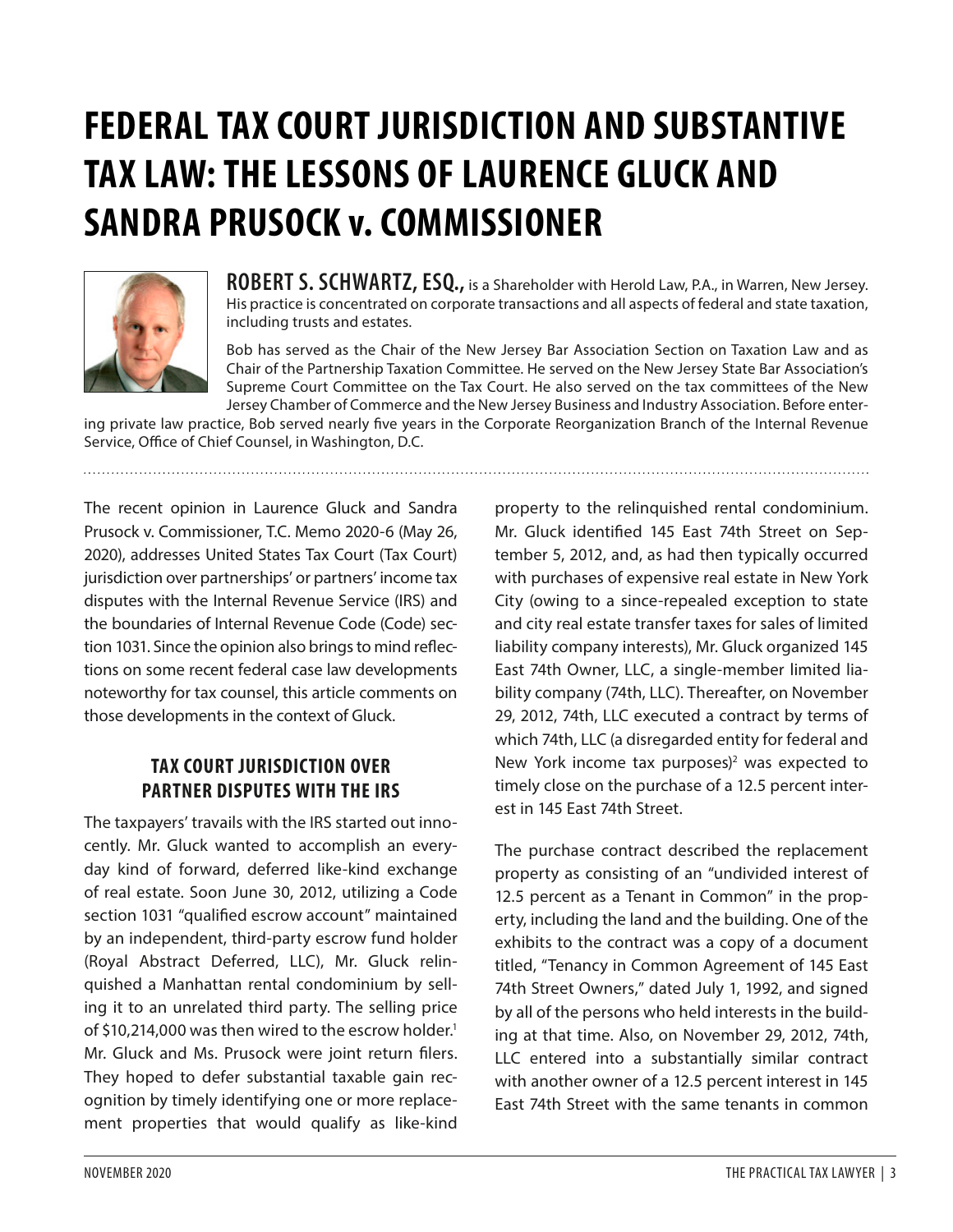# FEDERAL TAX COURT JURISDICTION AND SUBSTANTIVE TAX LAW: THE LESSONS OF LAURENCE GLUCK AND SANDRA PRUSOCK v. COMMISSIONER

**ROBERT S. SCHWARTZ, ESQ.,** is a Shareholder with Herold Law, P.A., in Warren, New Jersey. His practice is concentrated on corporate transactions and all aspects of federal and state taxation, including trusts and estates.

Bob has served as the Chair of the New Jersey Bar Association Section on Taxation Law and as Chair of the Partnership Taxation Committee. He served on the New Jersey State Bar Association's Supreme Court Committee on the Tax Court. He also served on the tax committees of the New Jersey Chamber of Commerce and the New Jersey Business and Industry Association. Before entering private law practice, Bob served nearly five years in the Corporate Reorganization Branch of the Internal Revenue Service, Office of Chief Counsel, in Washington, D.C.

The recent opinion in Laurence Gluck and Sandra Prusock v. Commissioner, T.C. Memo 2020-6 (May 26, 2020), addresses United States Tax Court (Tax Court) jurisdiction over partnerships' or partners' income tax disputes with the Internal Revenue Service (IRS) and the boundaries of Internal Revenue Code (Code) section 1031. Since the opinion also brings to mind reflections on some recent federal case law developments noteworthy for tax counsel, this article comments on those developments in the context of Gluck.

## TAX COURT JURISDICTION OVER PARTNER DISPUTES WITH THE IRS

The taxpayers' travails with the IRS started out innocently. Mr. Gluck wanted to accomplish an everyday kind of forward, deferred like-kind exchange of real estate. Soon June 30, 2012, utilizing a Code section 1031 "qualified escrow account" maintained by an independent, third-party escrow fund holder (Royal Abstract Deferred, LLC), Mr. Gluck relinquished a Manhattan rental condominium by selling it to an unrelated third party. The selling price of $10,214,000 was then wired to the escrow holder.[1] Mr. Gluck and Ms. Prusock were joint return filers. They hoped to defer substantial taxable gain recognition by timely identifying one or more replacement properties that would qualify as like-kind property to the relinquished rental condominium. Mr. Gluck identified 145 East 74th Street on September 5, 2012, and, as had then typically occurred with purchases of expensive real estate in New York City (owing to a since-repealed exception to state and city real estate transfer taxes for sales of limited liability company interests), Mr. Gluck organized 145 East 74th Owner, LLC, a single-member limited liability company (74th, LLC). Thereafter, on November 29, 2012, 74th, LLC executed a contract by terms of which 74th, LLC (a disregarded entity for federal and New York income tax purposes)[2] was expected to timely close on the purchase of a 12.5 percent interest in 145 East 74th Street.

The purchase contract described the replacement property as consisting of an "undivided interest of 12.5 percent as a Tenant in Common" in the property, including the land and the building. One of the exhibits to the contract was a copy of a document titled, "Tenancy in Common Agreement of 145 East 74th Street Owners," dated July 1, 1992, and signed by all of the persons who held interests in the building at that time. Also, on November 29, 2012, 74th, LLC entered into a substantially similar contract with another owner of a 12.5 percent interest in 145 East 74th Street with the same tenants in common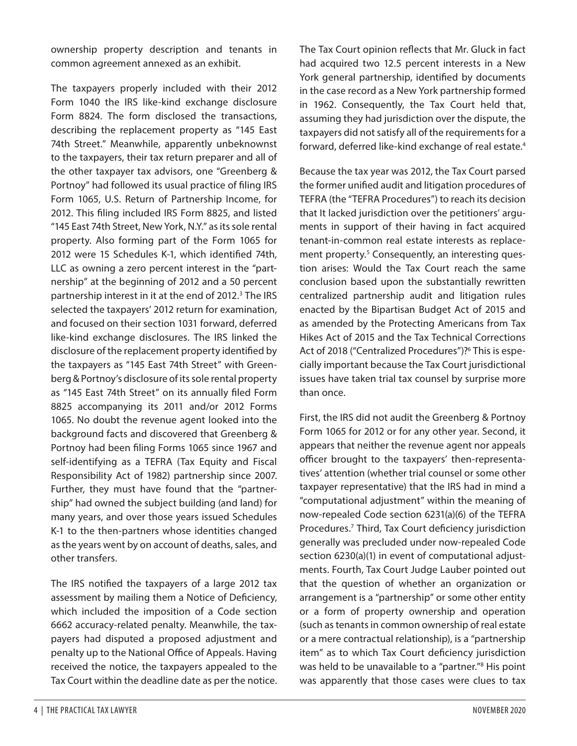ownership property description and tenants in common agreement annexed as an exhibit.

The taxpayers properly included with their 2012 Form 1040 the IRS like-kind exchange disclosure Form 8824. The form disclosed the transactions, describing the replacement property as "145 East 74th Street." Meanwhile, apparently unbeknownst to the taxpayers, their tax return preparer and all of the other taxpayer tax advisors, one "Greenberg & Portnoy" had followed its usual practice of filing IRS Form 1065, U.S. Return of Partnership Income, for 2012. This filing included IRS Form 8825, and listed "145 East 74th Street, New York, N.Y." as its sole rental property. Also forming part of the Form 1065 for 2012 were 15 Schedules K-1, which identified 74th, LLC as owning a zero percent interest in the "partnership" at the beginning of 2012 and a 50 percent partnership interest in it at the end of 2012.[3] The IRS selected the taxpayers' 2012 return for examination, and focused on their section 1031 forward, deferred like-kind exchange disclosures. The IRS linked the disclosure of the replacement property identified by the taxpayers as "145 East 74th Street" with Greenberg & Portnoy's disclosure of its sole rental property as "145 East 74th Street" on its annually filed Form 8825 accompanying its 2011 and/or 2012 Forms 1065. No doubt the revenue agent looked into the background facts and discovered that Greenberg & Portnoy had been filing Forms 1065 since 1967 and self-identifying as a TEFRA (Tax Equity and Fiscal Responsibility Act of 1982) partnership since 2007. Further, they must have found that the "partnership" had owned the subject building (and land) for many years, and over those years issued Schedules K-1 to the then-partners whose identities changed as the years went by on account of deaths, sales, and other transfers.

The IRS notified the taxpayers of a large 2012 tax assessment by mailing them a Notice of Deficiency, which included the imposition of a Code section 6662 accuracy-related penalty. Meanwhile, the taxpayers had disputed a proposed adjustment and penalty up to the National Office of Appeals. Having received the notice, the taxpayers appealed to the Tax Court within the deadline date as per the notice.

The Tax Court opinion reflects that Mr. Gluck in fact had acquired two 12.5 percent interests in a New York general partnership, identified by documents in the case record as a New York partnership formed in 1962. Consequently, the Tax Court held that, assuming they had jurisdiction over the dispute, the taxpayers did not satisfy all of the requirements for a forward, deferred like-kind exchange of real estate.[4]

Because the tax year was 2012, the Tax Court parsed the former unified audit and litigation procedures of TEFRA (the "TEFRA Procedures") to reach its decision that It lacked jurisdiction over the petitioners' arguments in support of their having in fact acquired tenant-in-common real estate interests as replacement property.[5] Consequently, an interesting question arises: Would the Tax Court reach the same conclusion based upon the substantially rewritten centralized partnership audit and litigation rules enacted by the Bipartisan Budget Act of 2015 and as amended by the Protecting Americans from Tax Hikes Act of 2015 and the Tax Technical Corrections Act of 2018 ("Centralized Procedures")?[6] This is especially important because the Tax Court jurisdictional issues have taken trial tax counsel by surprise more than once.

First, the IRS did not audit the Greenberg & Portnoy Form 1065 for 2012 or for any other year. Second, it appears that neither the revenue agent nor appeals officer brought to the taxpayers' then-representatives' attention (whether trial counsel or some other taxpayer representative) that the IRS had in mind a "computational adjustment" within the meaning of now-repealed Code section 6231(a)(6) of the TEFRA Procedures.[7] Third, Tax Court deficiency jurisdiction generally was precluded under now-repealed Code section 6230(a)(1) in event of computational adjustments. Fourth, Tax Court Judge Lauber pointed out that the question of whether an organization or arrangement is a "partnership" or some other entity or a form of property ownership and operation (such as tenants in common ownership of real estate or a mere contractual relationship), is a "partnership item" as to which Tax Court deficiency jurisdiction was held to be unavailable to a "partner."[8] His point was apparently that those cases were clues to tax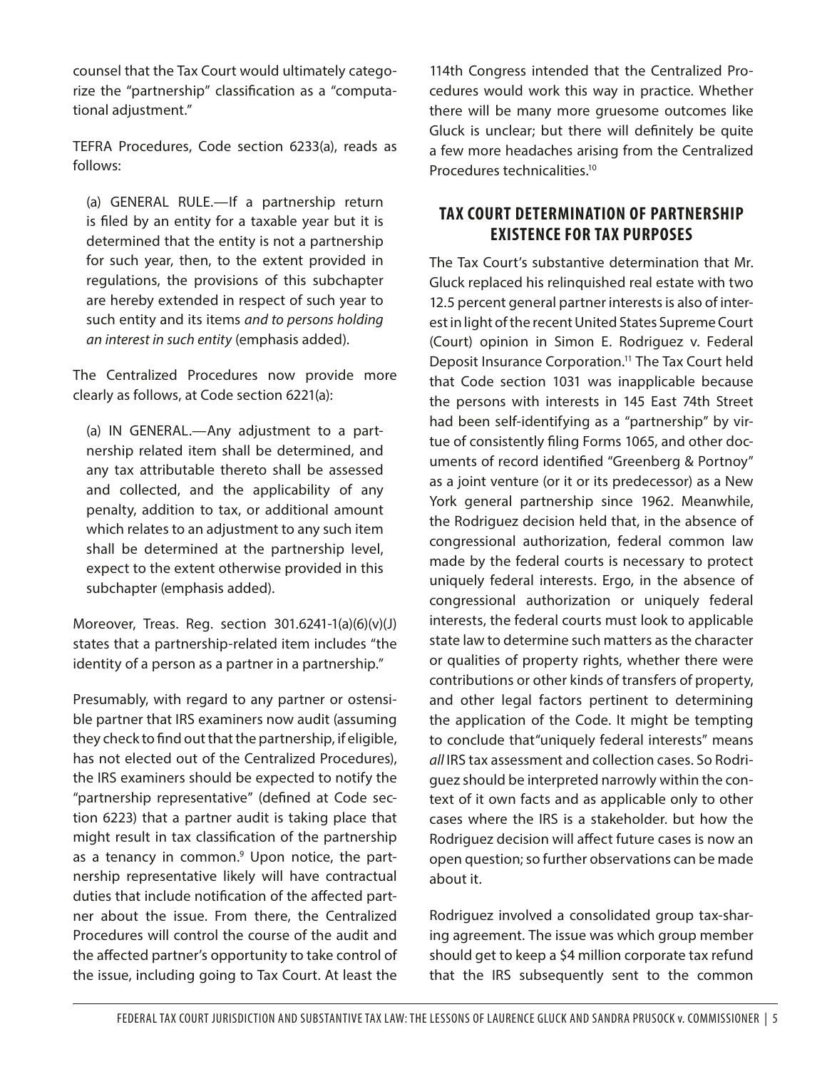counsel that the Tax Court would ultimately categorize the "partnership" classification as a "computational adjustment."

TEFRA Procedures, Code section 6233(a), reads as follows:

> (a) GENERAL RULE.—If a partnership return is filed by an entity for a taxable year but it is determined that the entity is not a partnership for such year, then, to the extent provided in regulations, the provisions of this subchapter are hereby extended in respect of such year to such entity and its items *and to persons holding an interest in such entity* (emphasis added).

The Centralized Procedures now provide more clearly as follows, at Code section 6221(a):

> (a) IN GENERAL.—Any adjustment to a partnership related item shall be determined, and any tax attributable thereto shall be assessed and collected, and the applicability of any penalty, addition to tax, or additional amount which relates to an adjustment to any such item shall be determined at the partnership level, expect to the extent otherwise provided in this subchapter (emphasis added).

Moreover, Treas. Reg. section 301.6241-1(a)(6)(v)(J) states that a partnership-related item includes "the identity of a person as a partner in a partnership."

Presumably, with regard to any partner or ostensible partner that IRS examiners now audit (assuming they check to find out that the partnership, if eligible, has not elected out of the Centralized Procedures), the IRS examiners should be expected to notify the "partnership representative" (defined at Code section 6223) that a partner audit is taking place that might result in tax classification of the partnership as a tenancy in common.[9] Upon notice, the partnership representative likely will have contractual duties that include notification of the affected partner about the issue. From there, the Centralized Procedures will control the course of the audit and the affected partner's opportunity to take control of the issue, including going to Tax Court. At least the 114th Congress intended that the Centralized Procedures would work this way in practice. Whether there will be many more gruesome outcomes like Gluck is unclear; but there will definitely be quite a few more headaches arising from the Centralized Procedures technicalities.[10]

## TAX COURT DETERMINATION OF PARTNERSHIP EXISTENCE FOR TAX PURPOSES

The Tax Court's substantive determination that Mr. Gluck replaced his relinquished real estate with two 12.5 percent general partner interests is also of interest in light of the recent United States Supreme Court (Court) opinion in Simon E. Rodriguez v. Federal Deposit Insurance Corporation.[11] The Tax Court held that Code section 1031 was inapplicable because the persons with interests in 145 East 74th Street had been self-identifying as a "partnership" by virtue of consistently filing Forms 1065, and other documents of record identified "Greenberg & Portnoy" as a joint venture (or it or its predecessor) as a New York general partnership since 1962. Meanwhile, the Rodriguez decision held that, in the absence of congressional authorization, federal common law made by the federal courts is necessary to protect uniquely federal interests. Ergo, in the absence of congressional authorization or uniquely federal interests, the federal courts must look to applicable state law to determine such matters as the character or qualities of property rights, whether there were contributions or other kinds of transfers of property, and other legal factors pertinent to determining the application of the Code. It might be tempting to conclude that"uniquely federal interests" means *all* IRS tax assessment and collection cases. So Rodriguez should be interpreted narrowly within the context of it own facts and as applicable only to other cases where the IRS is a stakeholder. but how the Rodriguez decision will affect future cases is now an open question; so further observations can be made about it.

Rodriguez involved a consolidated group tax-sharing agreement. The issue was which group member should get to keep a $4 million corporate tax refund that the IRS subsequently sent to the common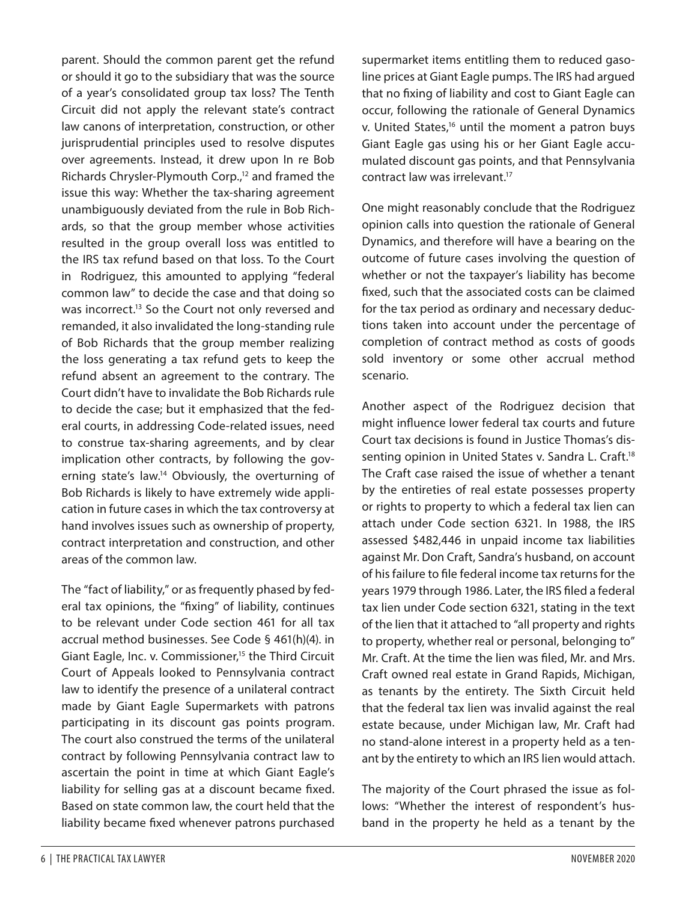parent. Should the common parent get the refund or should it go to the subsidiary that was the source of a year's consolidated group tax loss? The Tenth Circuit did not apply the relevant state's contract law canons of interpretation, construction, or other jurisprudential principles used to resolve disputes over agreements. Instead, it drew upon In re Bob Richards Chrysler-Plymouth Corp.,[12] and framed the issue this way: Whether the tax-sharing agreement unambiguously deviated from the rule in Bob Richards, so that the group member whose activities resulted in the group overall loss was entitled to the IRS tax refund based on that loss. To the Court in Rodriguez, this amounted to applying "federal common law" to decide the case and that doing so was incorrect.[13] So the Court not only reversed and remanded, it also invalidated the long-standing rule of Bob Richards that the group member realizing the loss generating a tax refund gets to keep the refund absent an agreement to the contrary. The Court didn't have to invalidate the Bob Richards rule to decide the case; but it emphasized that the federal courts, in addressing Code-related issues, need to construe tax-sharing agreements, and by clear implication other contracts, by following the governing state's law.[14] Obviously, the overturning of Bob Richards is likely to have extremely wide application in future cases in which the tax controversy at hand involves issues such as ownership of property, contract interpretation and construction, and other areas of the common law.

The "fact of liability," or as frequently phased by federal tax opinions, the "fixing" of liability, continues to be relevant under Code section 461 for all tax accrual method businesses. See Code § 461(h)(4). in Giant Eagle, Inc. v. Commissioner,[15] the Third Circuit Court of Appeals looked to Pennsylvania contract law to identify the presence of a unilateral contract made by Giant Eagle Supermarkets with patrons participating in its discount gas points program. The court also construed the terms of the unilateral contract by following Pennsylvania contract law to ascertain the point in time at which Giant Eagle's liability for selling gas at a discount became fixed. Based on state common law, the court held that the liability became fixed whenever patrons purchased supermarket items entitling them to reduced gasoline prices at Giant Eagle pumps. The IRS had argued that no fixing of liability and cost to Giant Eagle can occur, following the rationale of General Dynamics v. United States,[16] until the moment a patron buys Giant Eagle gas using his or her Giant Eagle accumulated discount gas points, and that Pennsylvania contract law was irrelevant.[17]

One might reasonably conclude that the Rodriguez opinion calls into question the rationale of General Dynamics, and therefore will have a bearing on the outcome of future cases involving the question of whether or not the taxpayer's liability has become fixed, such that the associated costs can be claimed for the tax period as ordinary and necessary deductions taken into account under the percentage of completion of contract method as costs of goods sold inventory or some other accrual method scenario.

Another aspect of the Rodriguez decision that might influence lower federal tax courts and future Court tax decisions is found in Justice Thomas's dissenting opinion in United States v. Sandra L. Craft.[18] The Craft case raised the issue of whether a tenant by the entireties of real estate possesses property or rights to property to which a federal tax lien can attach under Code section 6321. In 1988, the IRS assessed $482,446 in unpaid income tax liabilities against Mr. Don Craft, Sandra's husband, on account of his failure to file federal income tax returns for the years 1979 through 1986. Later, the IRS filed a federal tax lien under Code section 6321, stating in the text of the lien that it attached to "all property and rights to property, whether real or personal, belonging to" Mr. Craft. At the time the lien was filed, Mr. and Mrs. Craft owned real estate in Grand Rapids, Michigan, as tenants by the entirety. The Sixth Circuit held that the federal tax lien was invalid against the real estate because, under Michigan law, Mr. Craft had no stand-alone interest in a property held as a tenant by the entirety to which an IRS lien would attach.

The majority of the Court phrased the issue as follows: "Whether the interest of respondent's husband in the property he held as a tenant by the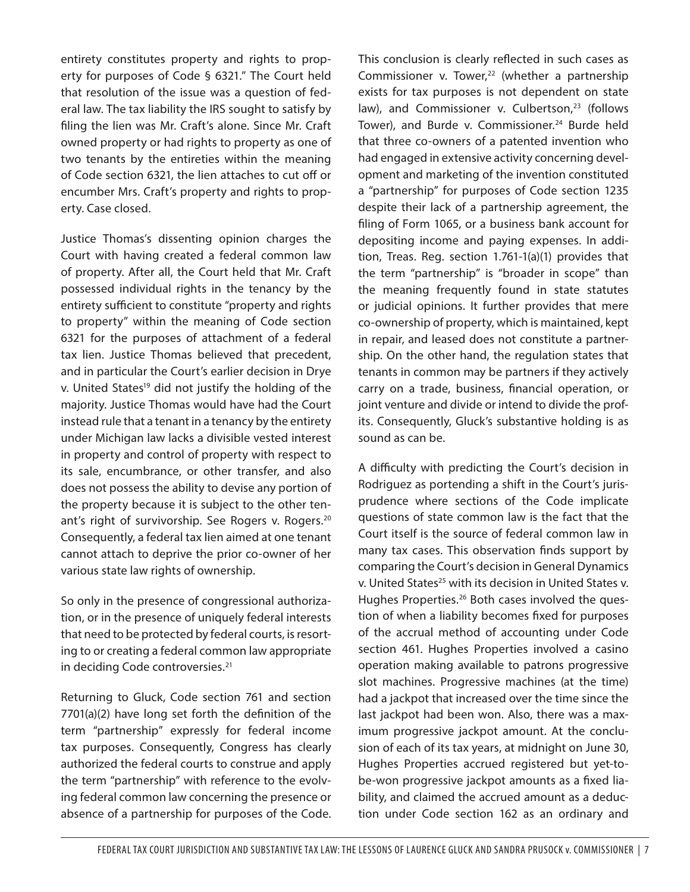entirety constitutes property and rights to property for purposes of Code § 6321." The Court held that resolution of the issue was a question of federal law. The tax liability the IRS sought to satisfy by filing the lien was Mr. Craft's alone. Since Mr. Craft owned property or had rights to property as one of two tenants by the entireties within the meaning of Code section 6321, the lien attaches to cut off or encumber Mrs. Craft's property and rights to property. Case closed.

Justice Thomas's dissenting opinion charges the Court with having created a federal common law of property. After all, the Court held that Mr. Craft possessed individual rights in the tenancy by the entirety sufficient to constitute "property and rights to property" within the meaning of Code section 6321 for the purposes of attachment of a federal tax lien. Justice Thomas believed that precedent, and in particular the Court's earlier decision in Drye v. United States[19] did not justify the holding of the majority. Justice Thomas would have had the Court instead rule that a tenant in a tenancy by the entirety under Michigan law lacks a divisible vested interest in property and control of property with respect to its sale, encumbrance, or other transfer, and also does not possess the ability to devise any portion of the property because it is subject to the other tenant's right of survivorship. See Rogers v. Rogers.[20] Consequently, a federal tax lien aimed at one tenant cannot attach to deprive the prior co-owner of her various state law rights of ownership.

So only in the presence of congressional authorization, or in the presence of uniquely federal interests that need to be protected by federal courts, is resorting to or creating a federal common law appropriate in deciding Code controversies.[21]

Returning to Gluck, Code section 761 and section 7701(a)(2) have long set forth the definition of the term "partnership" expressly for federal income tax purposes. Consequently, Congress has clearly authorized the federal courts to construe and apply the term "partnership" with reference to the evolving federal common law concerning the presence or absence of a partnership for purposes of the Code. This conclusion is clearly reflected in such cases as Commissioner v. Tower,[22] (whether a partnership exists for tax purposes is not dependent on state law), and Commissioner v. Culbertson,[23] (follows Tower), and Burde v. Commissioner.[24] Burde held that three co-owners of a patented invention who had engaged in extensive activity concerning development and marketing of the invention constituted a "partnership" for purposes of Code section 1235 despite their lack of a partnership agreement, the filing of Form 1065, or a business bank account for depositing income and paying expenses. In addition, Treas. Reg. section 1.761-1(a)(1) provides that the term "partnership" is "broader in scope" than the meaning frequently found in state statutes or judicial opinions. It further provides that mere co-ownership of property, which is maintained, kept in repair, and leased does not constitute a partnership. On the other hand, the regulation states that tenants in common may be partners if they actively carry on a trade, business, financial operation, or joint venture and divide or intend to divide the profits. Consequently, Gluck's substantive holding is as sound as can be.

A difficulty with predicting the Court's decision in Rodriguez as portending a shift in the Court's jurisprudence where sections of the Code implicate questions of state common law is the fact that the Court itself is the source of federal common law in many tax cases. This observation finds support by comparing the Court's decision in General Dynamics v. United States[25] with its decision in United States v. Hughes Properties.[26] Both cases involved the question of when a liability becomes fixed for purposes of the accrual method of accounting under Code section 461. Hughes Properties involved a casino operation making available to patrons progressive slot machines. Progressive machines (at the time) had a jackpot that increased over the time since the last jackpot had been won. Also, there was a maximum progressive jackpot amount. At the conclusion of each of its tax years, at midnight on June 30, Hughes Properties accrued registered but yet-to-be-won progressive jackpot amounts as a fixed liability, and claimed the accrued amount as a deduction under Code section 162 as an ordinary and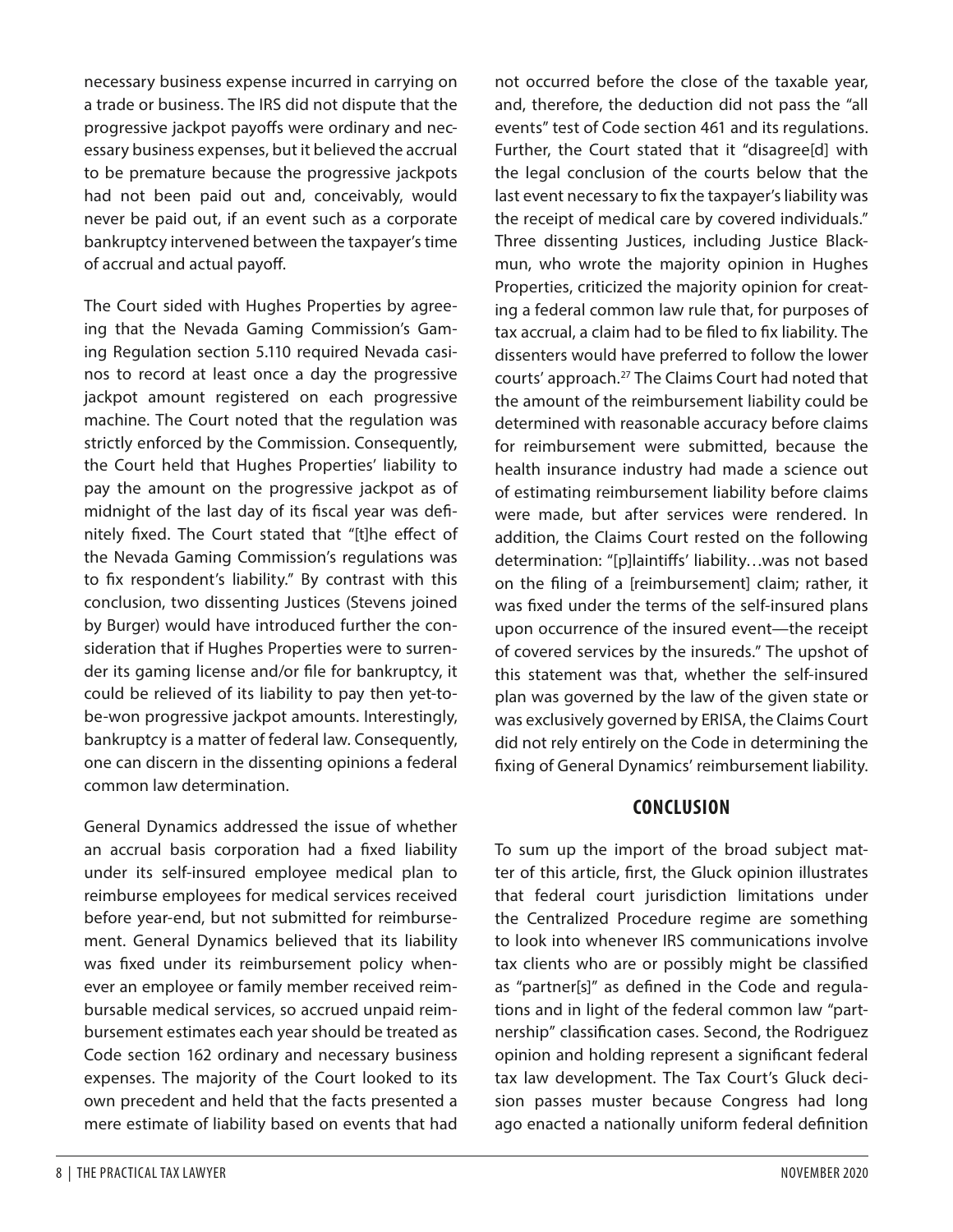necessary business expense incurred in carrying on a trade or business. The IRS did not dispute that the progressive jackpot payoffs were ordinary and necessary business expenses, but it believed the accrual to be premature because the progressive jackpots had not been paid out and, conceivably, would never be paid out, if an event such as a corporate bankruptcy intervened between the taxpayer's time of accrual and actual payoff.

The Court sided with Hughes Properties by agreeing that the Nevada Gaming Commission's Gaming Regulation section 5.110 required Nevada casinos to record at least once a day the progressive jackpot amount registered on each progressive machine. The Court noted that the regulation was strictly enforced by the Commission. Consequently, the Court held that Hughes Properties' liability to pay the amount on the progressive jackpot as of midnight of the last day of its fiscal year was definitely fixed. The Court stated that "[t]he effect of the Nevada Gaming Commission's regulations was to fix respondent's liability." By contrast with this conclusion, two dissenting Justices (Stevens joined by Burger) would have introduced further the consideration that if Hughes Properties were to surrender its gaming license and/or file for bankruptcy, it could be relieved of its liability to pay then yet-to-be-won progressive jackpot amounts. Interestingly, bankruptcy is a matter of federal law. Consequently, one can discern in the dissenting opinions a federal common law determination.

General Dynamics addressed the issue of whether an accrual basis corporation had a fixed liability under its self-insured employee medical plan to reimburse employees for medical services received before year-end, but not submitted for reimbursement. General Dynamics believed that its liability was fixed under its reimbursement policy whenever an employee or family member received reimbursable medical services, so accrued unpaid reimbursement estimates each year should be treated as Code section 162 ordinary and necessary business expenses. The majority of the Court looked to its own precedent and held that the facts presented a mere estimate of liability based on events that had not occurred before the close of the taxable year, and, therefore, the deduction did not pass the "all events" test of Code section 461 and its regulations. Further, the Court stated that it "disagree[d] with the legal conclusion of the courts below that the last event necessary to fix the taxpayer's liability was the receipt of medical care by covered individuals." Three dissenting Justices, including Justice Blackmun, who wrote the majority opinion in Hughes Properties, criticized the majority opinion for creating a federal common law rule that, for purposes of tax accrual, a claim had to be filed to fix liability. The dissenters would have preferred to follow the lower courts' approach.[27] The Claims Court had noted that the amount of the reimbursement liability could be determined with reasonable accuracy before claims for reimbursement were submitted, because the health insurance industry had made a science out of estimating reimbursement liability before claims were made, but after services were rendered. In addition, the Claims Court rested on the following determination: "[p]laintiffs' liability…was not based on the filing of a [reimbursement] claim; rather, it was fixed under the terms of the self-insured plans upon occurrence of the insured event—the receipt of covered services by the insureds." The upshot of this statement was that, whether the self-insured plan was governed by the law of the given state or was exclusively governed by ERISA, the Claims Court did not rely entirely on the Code in determining the fixing of General Dynamics' reimbursement liability.

## CONCLUSION

To sum up the import of the broad subject matter of this article, first, the Gluck opinion illustrates that federal court jurisdiction limitations under the Centralized Procedure regime are something to look into whenever IRS communications involve tax clients who are or possibly might be classified as "partner[s]" as defined in the Code and regulations and in light of the federal common law "partnership" classification cases. Second, the Rodriguez opinion and holding represent a significant federal tax law development. The Tax Court's Gluck decision passes muster because Congress had long ago enacted a nationally uniform federal definition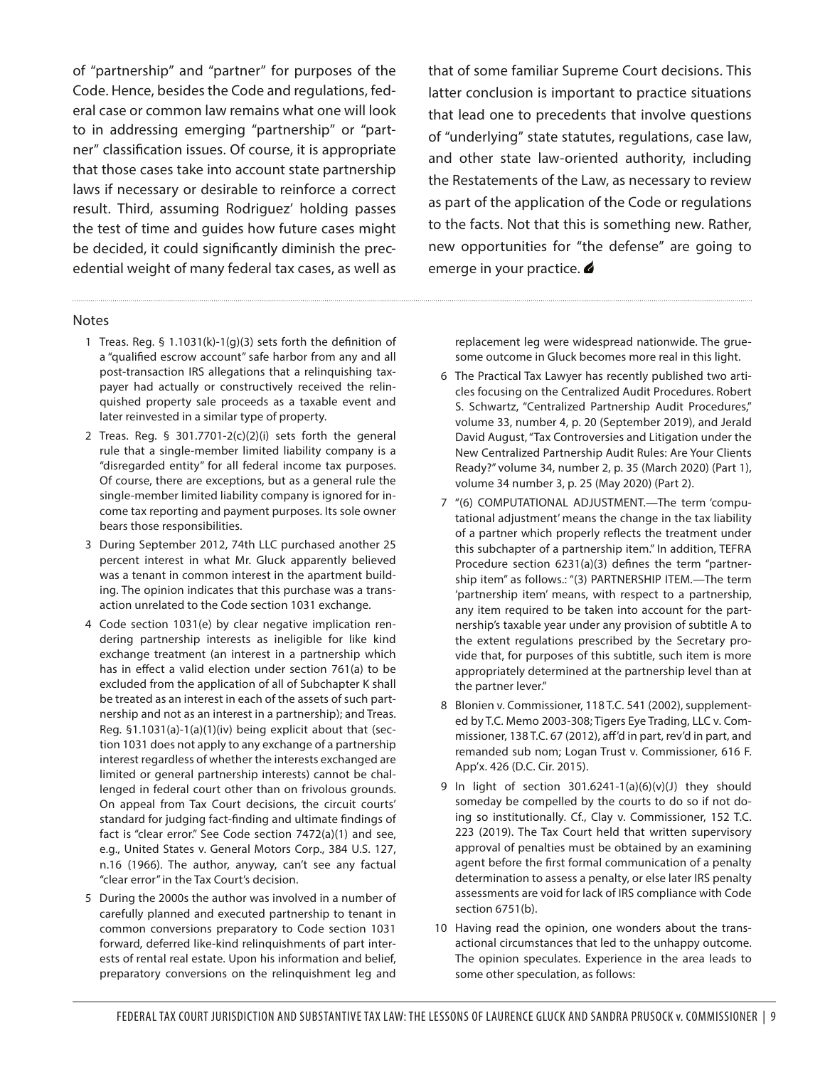of "partnership" and "partner" for purposes of the Code. Hence, besides the Code and regulations, federal case or common law remains what one will look to in addressing emerging "partnership" or "partner" classification issues. Of course, it is appropriate that those cases take into account state partnership laws if necessary or desirable to reinforce a correct result. Third, assuming Rodriguez' holding passes the test of time and guides how future cases might be decided, it could significantly diminish the precedential weight of many federal tax cases, as well as that of some familiar Supreme Court decisions. This latter conclusion is important to practice situations that lead one to precedents that involve questions of "underlying" state statutes, regulations, case law, and other state law-oriented authority, including the Restatements of the Law, as necessary to review as part of the application of the Code or regulations to the facts. Not that this is something new. Rather, new opportunities for "the defense" are going to emerge in your practice.

Notes

1. Treas. Reg. § 1.1031(k)-1(g)(3) sets forth the definition of a "qualified escrow account" safe harbor from any and all post-transaction IRS allegations that a relinquishing taxpayer had actually or constructively received the relinquished property sale proceeds as a taxable event and later reinvested in a similar type of property.
2. Treas. Reg. § 301.7701-2(c)(2)(i) sets forth the general rule that a single-member limited liability company is a "disregarded entity" for all federal income tax purposes. Of course, there are exceptions, but as a general rule the single-member limited liability company is ignored for income tax reporting and payment purposes. Its sole owner bears those responsibilities.
3. During September 2012, 74th LLC purchased another 25 percent interest in what Mr. Gluck apparently believed was a tenant in common interest in the apartment building. The opinion indicates that this purchase was a transaction unrelated to the Code section 1031 exchange.
4. Code section 1031(e) by clear negative implication rendering partnership interests as ineligible for like kind exchange treatment (an interest in a partnership which has in effect a valid election under section 761(a) to be excluded from the application of all of Subchapter K shall be treated as an interest in each of the assets of such partnership and not as an interest in a partnership); and Treas. Reg. §1.1031(a)-1(a)(1)(iv) being explicit about that (section 1031 does not apply to any exchange of a partnership interest regardless of whether the interests exchanged are limited or general partnership interests) cannot be challenged in federal court other than on frivolous grounds. On appeal from Tax Court decisions, the circuit courts' standard for judging fact-finding and ultimate findings of fact is "clear error." See Code section 7472(a)(1) and see, e.g., United States v. General Motors Corp., 384 U.S. 127, n.16 (1966). The author, anyway, can't see any factual "clear error" in the Tax Court's decision.
5. During the 2000s the author was involved in a number of carefully planned and executed partnership to tenant in common conversions preparatory to Code section 1031 forward, deferred like-kind relinquishments of part interests of rental real estate. Upon his information and belief, preparatory conversions on the relinquishment leg and replacement leg were widespread nationwide. The gruesome outcome in Gluck becomes more real in this light.
6. The Practical Tax Lawyer has recently published two articles focusing on the Centralized Audit Procedures. Robert S. Schwartz, "Centralized Partnership Audit Procedures," volume 33, number 4, p. 20 (September 2019), and Jerald David August, "Tax Controversies and Litigation under the New Centralized Partnership Audit Rules: Are Your Clients Ready?" volume 34, number 2, p. 35 (March 2020) (Part 1), volume 34 number 3, p. 25 (May 2020) (Part 2).
7. "(6) COMPUTATIONAL ADJUSTMENT.—The term 'computational adjustment' means the change in the tax liability of a partner which properly reflects the treatment under this subchapter of a partnership item." In addition, TEFRA Procedure section 6231(a)(3) defines the term "partnership item" as follows.: "(3) PARTNERSHIP ITEM.—The term 'partnership item' means, with respect to a partnership, any item required to be taken into account for the partnership's taxable year under any provision of subtitle A to the extent regulations prescribed by the Secretary provide that, for purposes of this subtitle, such item is more appropriately determined at the partnership level than at the partner lever."
8. Blonien v. Commissioner, 118 T.C. 541 (2002), supplemented by T.C. Memo 2003-308; Tigers Eye Trading, LLC v. Commissioner, 138 T.C. 67 (2012), aff'd in part, rev'd in part, and remanded sub nom; Logan Trust v. Commissioner, 616 F. App'x. 426 (D.C. Cir. 2015).
9. In light of section 301.6241-1(a)(6)(v)(J) they should someday be compelled by the courts to do so if not doing so institutionally. Cf., Clay v. Commissioner, 152 T.C. 223 (2019). The Tax Court held that written supervisory approval of penalties must be obtained by an examining agent before the first formal communication of a penalty determination to assess a penalty, or else later IRS penalty assessments are void for lack of IRS compliance with Code section 6751(b).
10. Having read the opinion, one wonders about the transactional circumstances that led to the unhappy outcome. The opinion speculates. Experience in the area leads to some other speculation, as follows: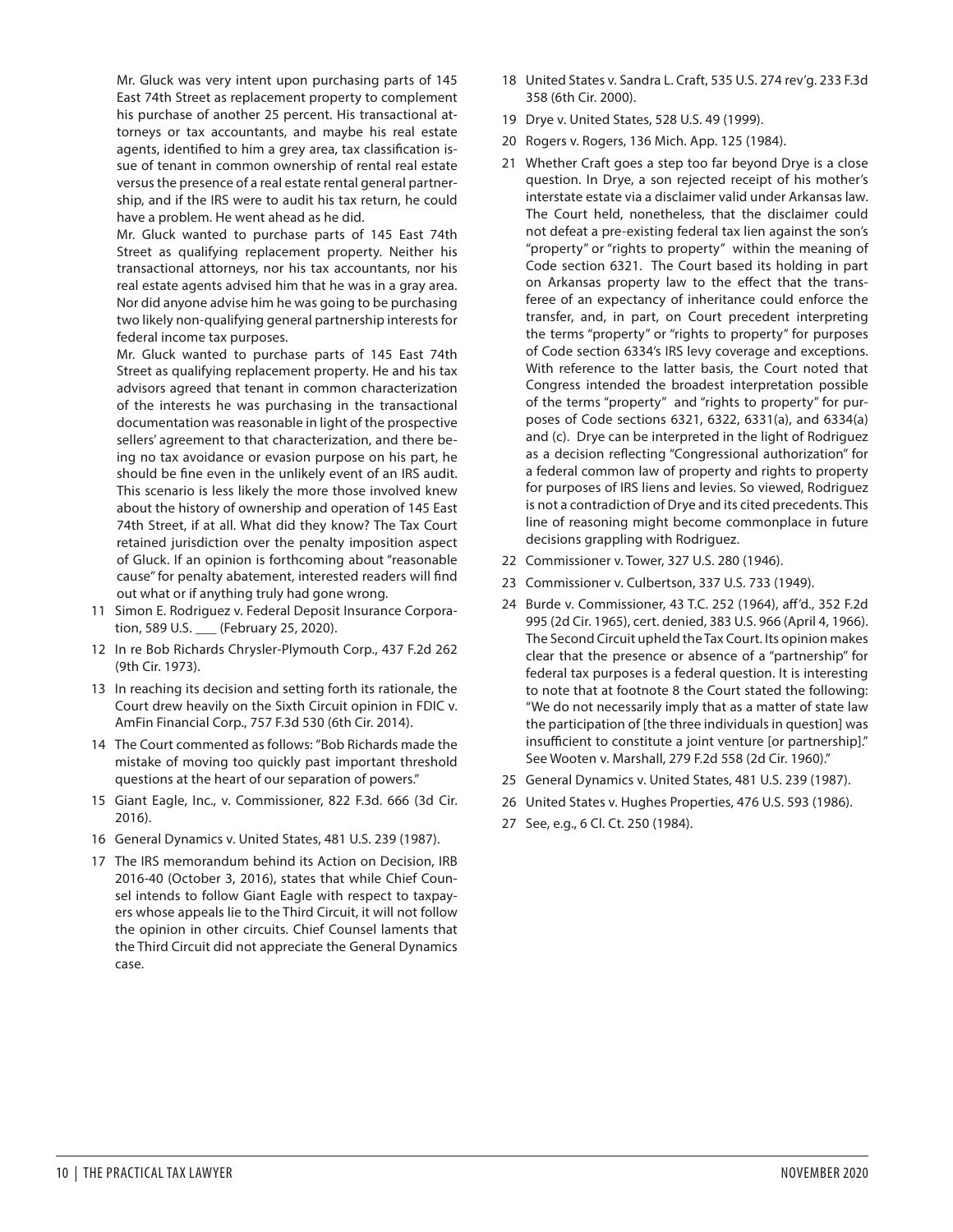Mr. Gluck was very intent upon purchasing parts of 145 East 74th Street as replacement property to complement his purchase of another 25 percent. His transactional attorneys or tax accountants, and maybe his real estate agents, identified to him a grey area, tax classification issue of tenant in common ownership of rental real estate versus the presence of a real estate rental general partnership, and if the IRS were to audit his tax return, he could have a problem. He went ahead as he did.

Mr. Gluck wanted to purchase parts of 145 East 74th Street as qualifying replacement property. Neither his transactional attorneys, nor his tax accountants, nor his real estate agents advised him that he was in a gray area. Nor did anyone advise him he was going to be purchasing two likely non-qualifying general partnership interests for federal income tax purposes.

Mr. Gluck wanted to purchase parts of 145 East 74th Street as qualifying replacement property. He and his tax advisors agreed that tenant in common characterization of the interests he was purchasing in the transactional documentation was reasonable in light of the prospective sellers' agreement to that characterization, and there being no tax avoidance or evasion purpose on his part, he should be fine even in the unlikely event of an IRS audit. This scenario is less likely the more those involved knew about the history of ownership and operation of 145 East 74th Street, if at all. What did they know? The Tax Court retained jurisdiction over the penalty imposition aspect of Gluck. If an opinion is forthcoming about "reasonable cause" for penalty abatement, interested readers will find out what or if anything truly had gone wrong.

11 Simon E. Rodriguez v. Federal Deposit Insurance Corporation, 589 U.S. ___ (February 25, 2020).

12 In re Bob Richards Chrysler-Plymouth Corp., 437 F.2d 262 (9th Cir. 1973).

13 In reaching its decision and setting forth its rationale, the Court drew heavily on the Sixth Circuit opinion in FDIC v. AmFin Financial Corp., 757 F.3d 530 (6th Cir. 2014).

14 The Court commented as follows: "Bob Richards made the mistake of moving too quickly past important threshold questions at the heart of our separation of powers."

15 Giant Eagle, Inc., v. Commissioner, 822 F.3d. 666 (3d Cir. 2016).

16 General Dynamics v. United States, 481 U.S. 239 (1987).

17 The IRS memorandum behind its Action on Decision, IRB 2016-40 (October 3, 2016), states that while Chief Counsel intends to follow Giant Eagle with respect to taxpayers whose appeals lie to the Third Circuit, it will not follow the opinion in other circuits. Chief Counsel laments that the Third Circuit did not appreciate the General Dynamics case.

18 United States v. Sandra L. Craft, 535 U.S. 274 rev'g. 233 F.3d 358 (6th Cir. 2000).

19 Drye v. United States, 528 U.S. 49 (1999).

20 Rogers v. Rogers, 136 Mich. App. 125 (1984).

21 Whether Craft goes a step too far beyond Drye is a close question. In Drye, a son rejected receipt of his mother's interstate estate via a disclaimer valid under Arkansas law. The Court held, nonetheless, that the disclaimer could not defeat a pre-existing federal tax lien against the son's "property" or "rights to property" within the meaning of Code section 6321. The Court based its holding in part on Arkansas property law to the effect that the transferee of an expectancy of inheritance could enforce the transfer, and, in part, on Court precedent interpreting the terms "property" or "rights to property" for purposes of Code section 6334's IRS levy coverage and exceptions. With reference to the latter basis, the Court noted that Congress intended the broadest interpretation possible of the terms "property" and "rights to property" for purposes of Code sections 6321, 6322, 6331(a), and 6334(a) and (c). Drye can be interpreted in the light of Rodriguez as a decision reflecting "Congressional authorization" for a federal common law of property and rights to property for purposes of IRS liens and levies. So viewed, Rodriguez is not a contradiction of Drye and its cited precedents. This line of reasoning might become commonplace in future decisions grappling with Rodriguez.

22 Commissioner v. Tower, 327 U.S. 280 (1946).

23 Commissioner v. Culbertson, 337 U.S. 733 (1949).

24 Burde v. Commissioner, 43 T.C. 252 (1964), aff'd., 352 F.2d 995 (2d Cir. 1965), cert. denied, 383 U.S. 966 (April 4, 1966). The Second Circuit upheld the Tax Court. Its opinion makes clear that the presence or absence of a "partnership" for federal tax purposes is a federal question. It is interesting to note that at footnote 8 the Court stated the following: "We do not necessarily imply that as a matter of state law the participation of [the three individuals in question] was insufficient to constitute a joint venture [or partnership]." See Wooten v. Marshall, 279 F.2d 558 (2d Cir. 1960)."

25 General Dynamics v. United States, 481 U.S. 239 (1987).

26 United States v. Hughes Properties, 476 U.S. 593 (1986).

27 See, e.g., 6 Cl. Ct. 250 (1984).